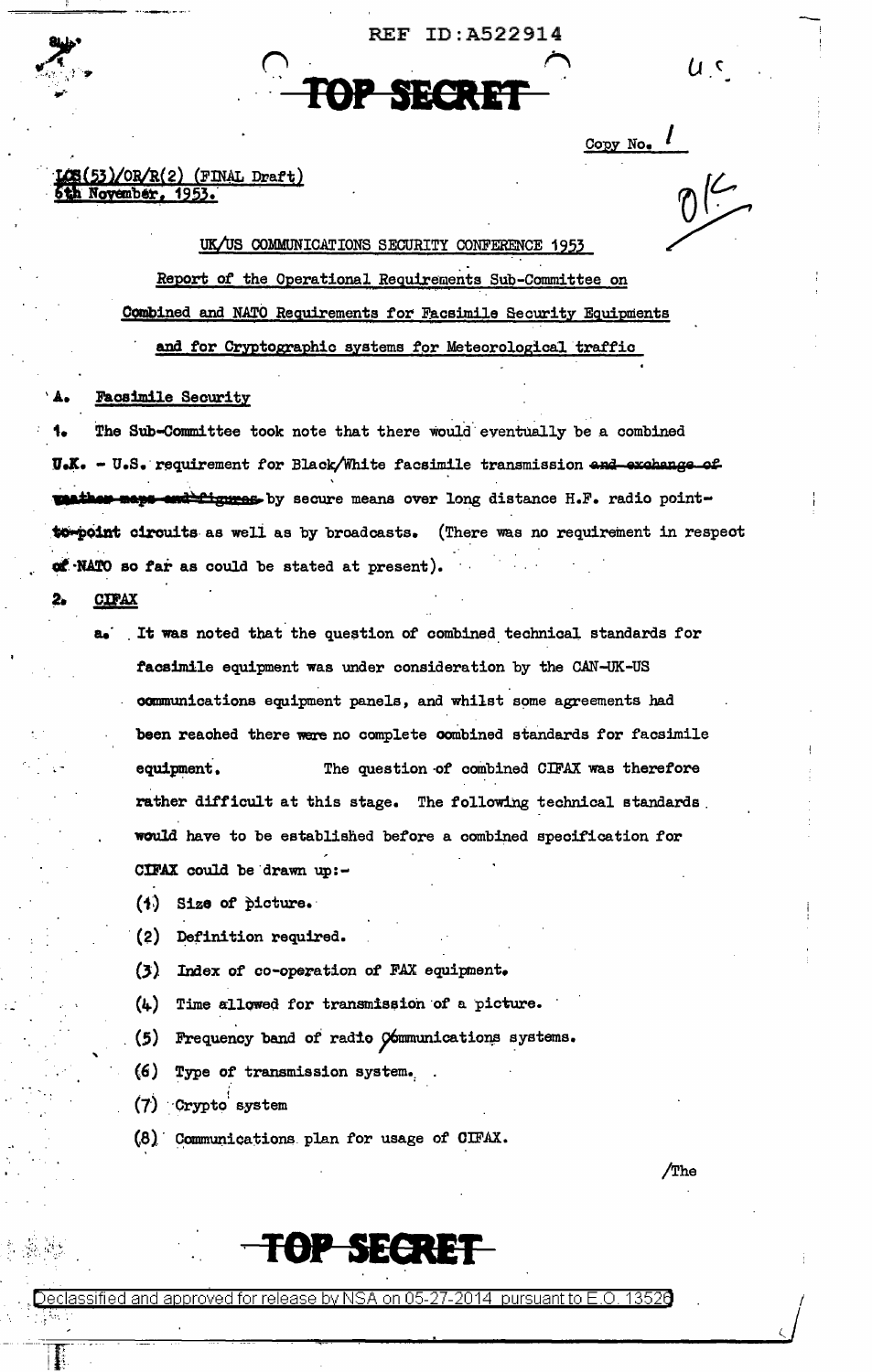REF ID:A522914

TOP SECRET

Copy No. 1

LCS(53)/OR/R(2) (FINAL Draft)
6th November, 1953.

UK/US COMMUNICATIONS SECURITY CONFERENCE 1953

Report of the Operational Requirements Sub-Committee on Combined and NATO Requirements for Facsimile Security Equipments and for Cryptographic systems for Meteorological traffic

**A. Facsimile Security**

1. The Sub-Committee took note that there would eventually be a combined U.K. - U.S. requirement for Black/White facsimile transmission ~~and exchange of weather maps and figures~~ by secure means over long distance H.F. radio point-to-point circuits as well as by broadcasts. (There was no requirement in respect of NATO so far as could be stated at present).

2. **CIFAX**

a. It was noted that the question of combined technical standards for facsimile equipment was under consideration by the CAN-UK-US communications equipment panels, and whilst some agreements had been reached there were no complete combined standards for facsimile equipment. The question of combined CIFAX was therefore rather difficult at this stage. The following technical standards would have to be established before a combined specification for CIFAX could be drawn up:-

(1) Size of picture.

(2) Definition required.

(3) Index of co-operation of FAX equipment.

(4) Time allowed for transmission of a picture.

(5) Frequency band of radio communications systems.

(6) Type of transmission system.

(7) Crypto system

(8) Communications plan for usage of CIFAX.

/The

TOP SECRET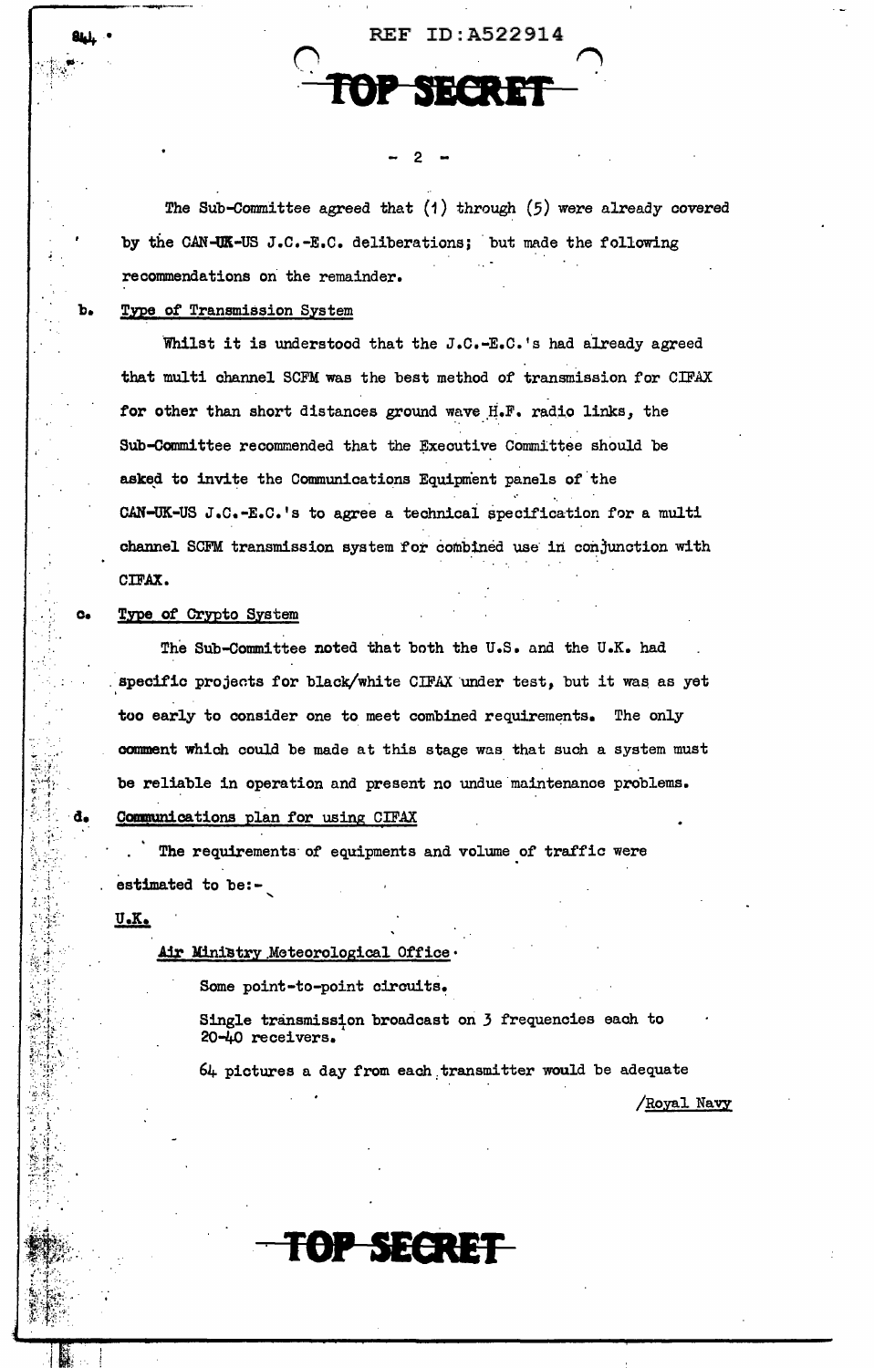The Sub-Committee agreed that (1) through (5) were already covered by the CAN-UK-US J.C.-E.C. deliberations; but made the following recommendations on the remainder.

b. Type of Transmission System

Whilst it is understood that the J.C.-E.C.'s had already agreed that multi channel SCFM was the best method of transmission for CIFAX for other than short distances ground wave H.F. radio links, the Sub-Committee recommended that the Executive Committee should be asked to invite the Communications Equipment panels of the CAN-UK-US J.C.-E.C.'s to agree a technical specification for a multi channel SCFM transmission system for combined use in conjunction with CIFAX.

c. Type of Crypto System

The Sub-Committee noted that both the U.S. and the U.K. had specific projects for black/white CIFAX under test, but it was as yet too early to consider one to meet combined requirements. The only comment which could be made at this stage was that such a system must be reliable in operation and present no undue maintenance problems.

d. Communications plan for using CIFAX

The requirements of equipments and volume of traffic were estimated to be:-

U.K.

Air Ministry Meteorological Office.

Some point-to-point circuits.

Single transmission broadcast on 3 frequencies each to 20-40 receivers.

64 pictures a day from each transmitter would be adequate

/Royal Navy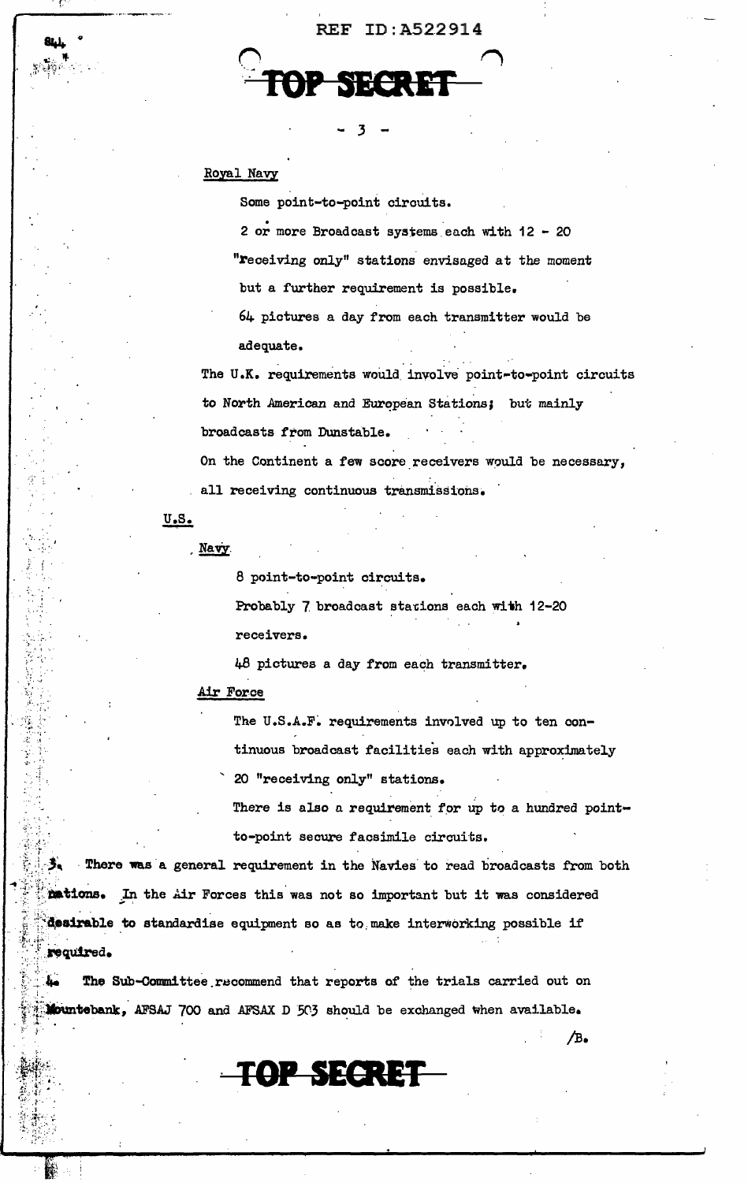Royal Navy

Some point-to-point circuits.

2 or more Broadcast systems each with 12 - 20 "receiving only" stations envisaged at the moment but a further requirement is possible.

64 pictures a day from each transmitter would be adequate.

The U.K. requirements would involve point-to-point circuits to North American and European Stations; but mainly broadcasts from Dunstable.

On the Continent a few score receivers would be necessary, all receiving continuous transmissions.

U.S.

Navy

8 point-to-point circuits.

Probably 7 broadcast stations each with 12-20 receivers.

48 pictures a day from each transmitter.

Air Force

The U.S.A.F. requirements involved up to ten continuous broadcast facilities each with approximately 20 "receiving only" stations.

There is also a requirement for up to a hundred point-to-point secure facsimile circuits.

3. There was a general requirement in the Navies to read broadcasts from both nations. In the Air Forces this was not so important but it was considered desirable to standardise equipment so as to make interworking possible if required.

4. The Sub-Committee recommend that reports of the trials carried out on Mountebank, AFSAJ 700 and AFSAX D 503 should be exchanged when available.

/B.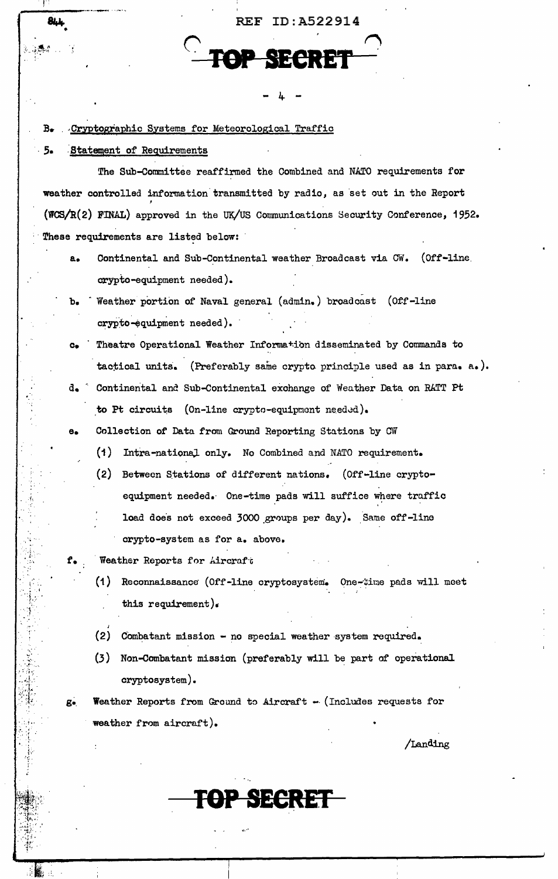B. Cryptographic Systems for Meteorological Traffic

5. Statement of Requirements

The Sub-Committee reaffirmed the Combined and NATO requirements for weather controlled information transmitted by radio, as set out in the Report (WCS/R(2) FINAL) approved in the UK/US Communications Security Conference, 1952. These requirements are listed below:

a. Continental and Sub-Continental weather Broadcast via CW. (Off-line crypto-equipment needed).

b. Weather portion of Naval general (admin.) broadcast (Off-line crypto-equipment needed).

c. Theatre Operational Weather Information disseminated by Commands to tactical units. (Preferably same crypto principle used as in para. a.).

d. Continental and Sub-Continental exchange of Weather Data on RATT Pt to Pt circuits (On-line crypto-equipment needed).

e. Collection of Data from Ground Reporting Stations by CW

   (1) Intra-national only. No Combined and NATO requirement.

   (2) Between Stations of different nations. (Off-line crypto-equipment needed. One-time pads will suffice where traffic load does not exceed 3000 groups per day). Same off-line crypto-system as for a. above.

f. Weather Reports for Aircraft

   (1) Reconnaissance (Off-line cryptosystem. One-time pads will meet this requirement).

   (2) Combatant mission - no special weather system required.

   (3) Non-Combatant mission (preferably will be part of operational cryptosystem).

g. Weather Reports from Ground to Aircraft - (Includes requests for weather from aircraft).

/Landing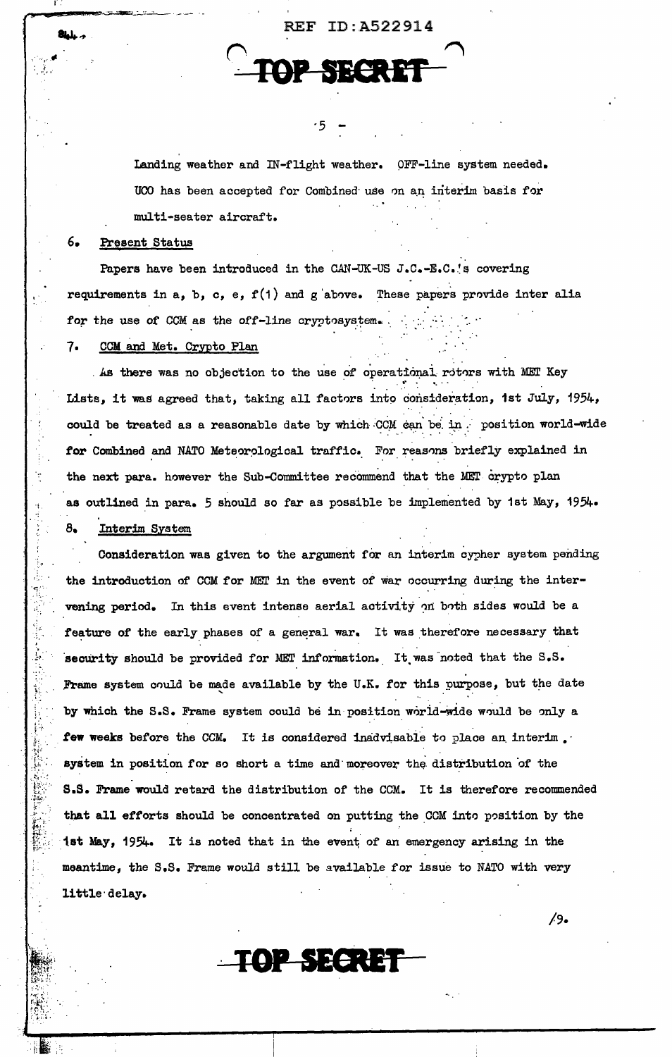Landing weather and IN-flight weather. OFF-line system needed. UCO has been accepted for Combined use on an interim basis for multi-seater aircraft.

6. Present Status

Papers have been introduced in the CAN-UK-US J.C.-E.C.'s covering requirements in a, b, c, e, f(1) and g above. These papers provide inter alia for the use of CCM as the off-line cryptosystem.

7. CCM and Met. Crypto Plan

As there was no objection to the use of operational rotors with MET Key Lists, it was agreed that, taking all factors into consideration, 1st July, 1954, could be treated as a reasonable date by which CCM can be in position world-wide for Combined and NATO Meteorological traffic. For reasons briefly explained in the next para. however the Sub-Committee recommend that the MET crypto plan as outlined in para. 5 should so far as possible be implemented by 1st May, 1954.

8. Interim System

Consideration was given to the argument for an interim cypher system pending the introduction of CCM for MET in the event of war occurring during the intervening period. In this event intense aerial activity on both sides would be a feature of the early phases of a general war. It was therefore necessary that security should be provided for MET information. It was noted that the S.S. Frame system could be made available by the U.K. for this purpose, but the date by which the S.S. Frame system could be in position world-wide would be only a few weeks before the CCM. It is considered inadvisable to place an interim system in position for so short a time and moreover the distribution of the S.S. Frame would retard the distribution of the CCM. It is therefore recommended that all efforts should be concentrated on putting the CCM into position by the 1st May, 1954. It is noted that in the event of an emergency arising in the meantime, the S.S. Frame would still be available for issue to NATO with very little delay.

/9.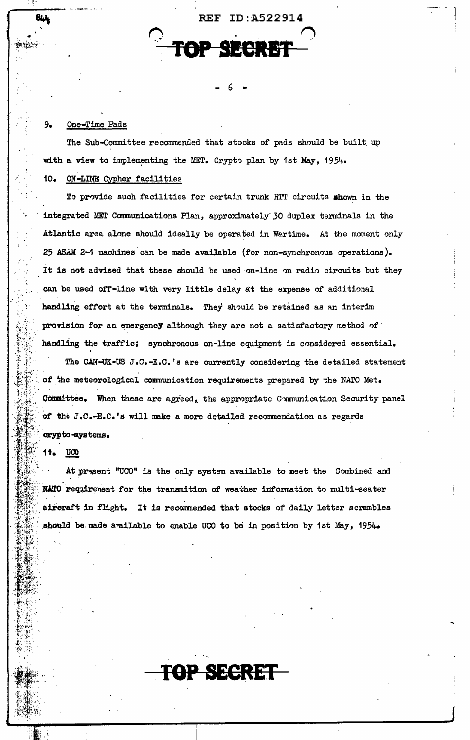9. One-Time Pads

The Sub-Committee recommended that stocks of pads should be built up with a view to implementing the MET. Crypto plan by 1st May, 1954.

10. ON-LINE Cypher facilities

To provide such facilities for certain trunk RTT circuits shown in the integrated MET Communications Plan, approximately 30 duplex terminals in the Atlantic area alone should ideally be operated in Wartime. At the moment only 25 ASAM 2-1 machines can be made available (for non-synchronous operations). It is not advised that these should be used on-line on radio circuits but they can be used off-line with very little delay at the expense of additional handling effort at the terminals. They should be retained as an interim provision for an emergency although they are not a satisfactory method of handling the traffic; synchronous on-line equipment is considered essential.

The CAN-UK-US J.C.-E.C.'s are currently considering the detailed statement of the meteorological communication requirements prepared by the NATO Met. Committee. When these are agreed, the appropriate Communication Security panel of the J.C.-E.C.'s will make a more detailed recommendation as regards crypto-systems.

11. UCO

At present "UCO" is the only system available to meet the Combined and NATO requirement for the transmition of weather information to multi-seater aircraft in flight. It is recommended that stocks of daily letter scrambles should be made available to enable UCO to be in position by 1st May, 1954.